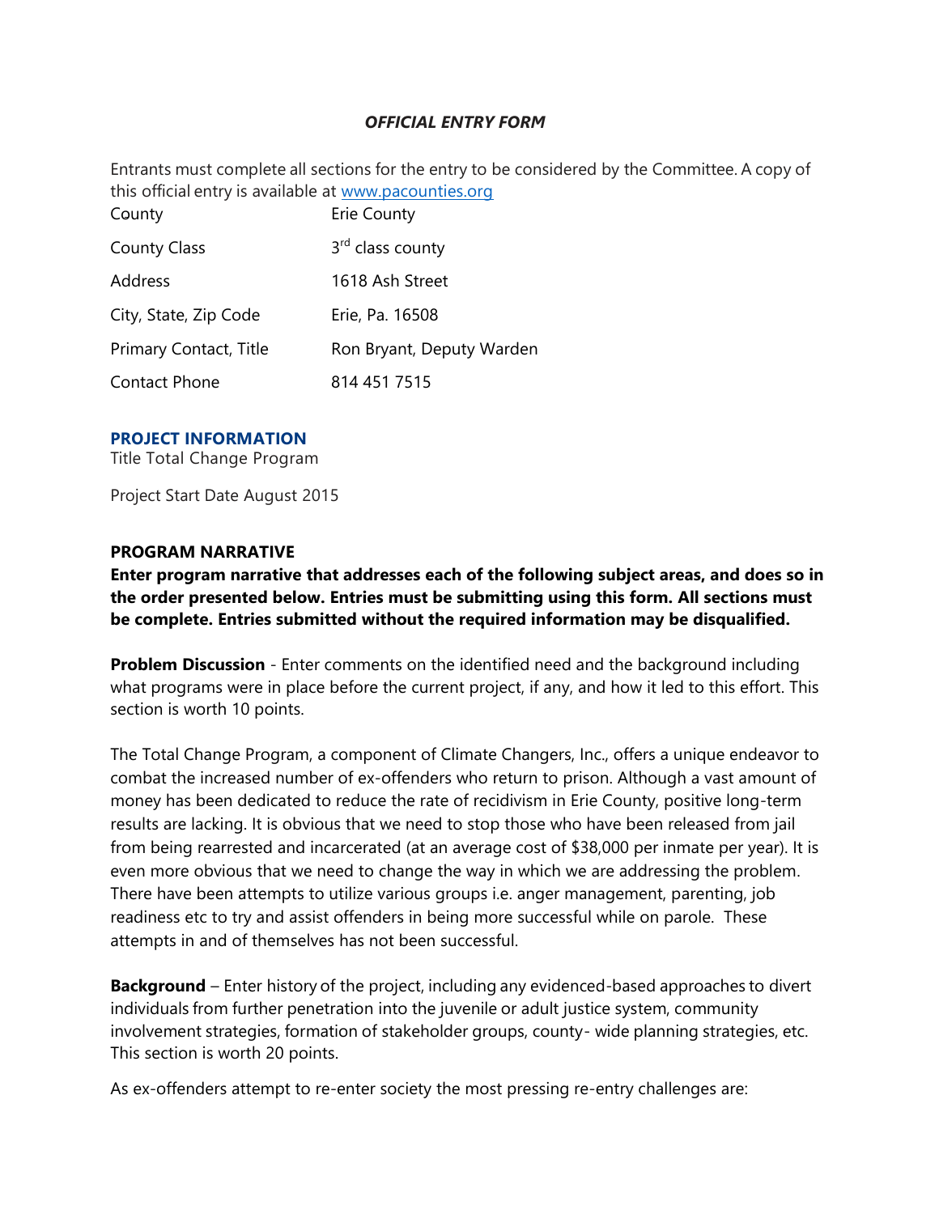### *OFFICIAL ENTRY FORM*

Entrants must complete all sections for the entry to be considered by the Committee. A copy of this official entry is available at [www.pacounties.org](www.pacounties.org)

| | |
|---|---|
| County | Erie County |
| County Class | 3rd class county |
| Address | 1618 Ash Street |
| City, State, Zip Code | Erie, Pa. 16508 |
| Primary Contact, Title | Ron Bryant, Deputy Warden |
| Contact Phone | 814 451 7515 |

## PROJECT INFORMATION

Title Total Change Program

Project Start Date August 2015

## PROGRAM NARRATIVE

**Enter program narrative that addresses each of the following subject areas, and does so in the order presented below. Entries must be submitting using this form. All sections must be complete. Entries submitted without the required information may be disqualified.**

**Problem Discussion** - Enter comments on the identified need and the background including what programs were in place before the current project, if any, and how it led to this effort. This section is worth 10 points.

The Total Change Program, a component of Climate Changers, Inc., offers a unique endeavor to combat the increased number of ex-offenders who return to prison. Although a vast amount of money has been dedicated to reduce the rate of recidivism in Erie County, positive long-term results are lacking. It is obvious that we need to stop those who have been released from jail from being rearrested and incarcerated (at an average cost of $38,000 per inmate per year). It is even more obvious that we need to change the way in which we are addressing the problem. There have been attempts to utilize various groups i.e. anger management, parenting, job readiness etc to try and assist offenders in being more successful while on parole. These attempts in and of themselves has not been successful.

**Background** – Enter history of the project, including any evidenced-based approaches to divert individuals from further penetration into the juvenile or adult justice system, community involvement strategies, formation of stakeholder groups, county- wide planning strategies, etc. This section is worth 20 points.

As ex-offenders attempt to re-enter society the most pressing re-entry challenges are: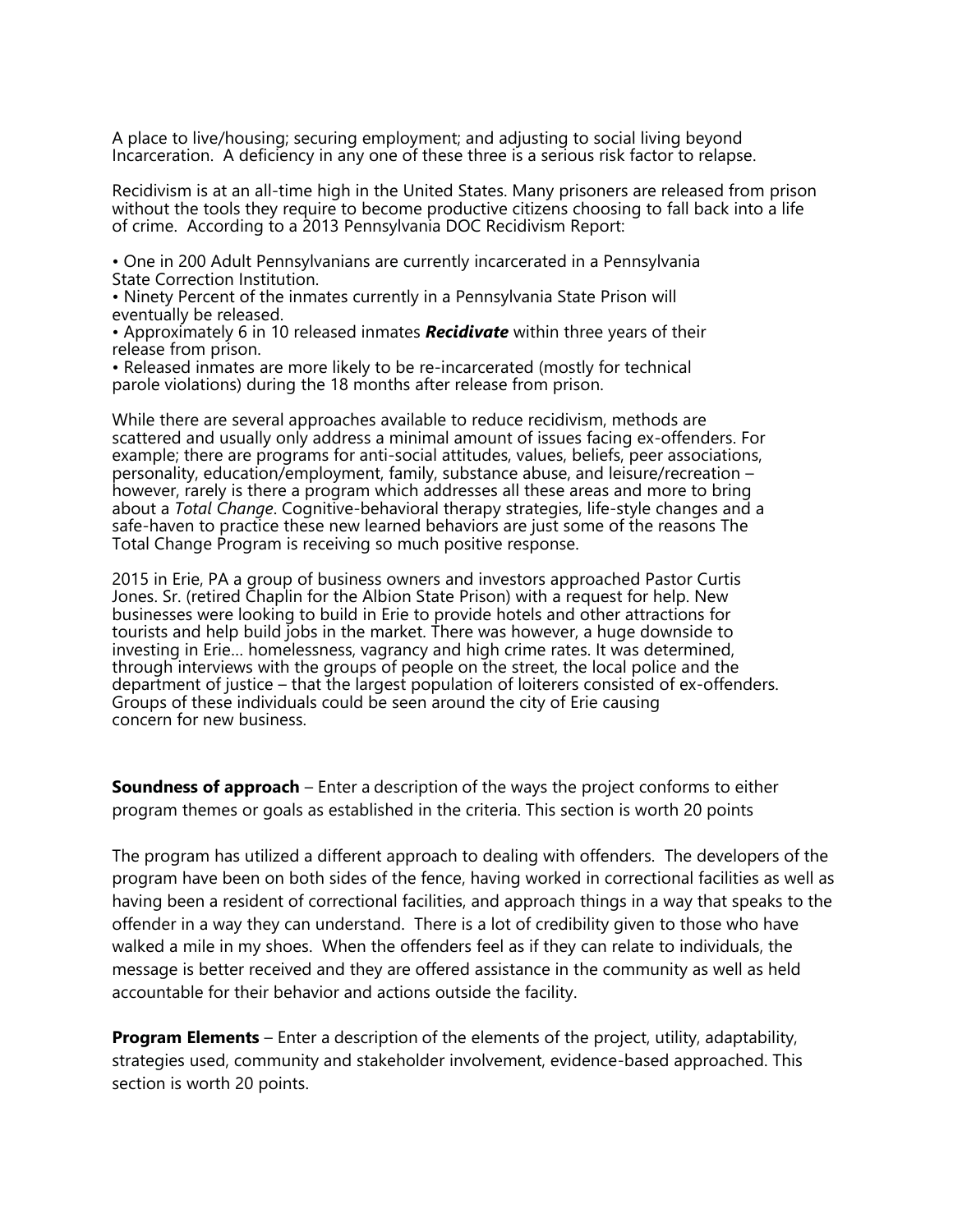A place to live/housing; securing employment; and adjusting to social living beyond Incarceration. A deficiency in any one of these three is a serious risk factor to relapse.

Recidivism is at an all-time high in the United States. Many prisoners are released from prison without the tools they require to become productive citizens choosing to fall back into a life of crime. According to a 2013 Pennsylvania DOC Recidivism Report:

- One in 200 Adult Pennsylvanians are currently incarcerated in a Pennsylvania State Correction Institution.
- Ninety Percent of the inmates currently in a Pennsylvania State Prison will eventually be released.
- Approximately 6 in 10 released inmates ***Recidivate*** within three years of their release from prison.
- Released inmates are more likely to be re-incarcerated (mostly for technical parole violations) during the 18 months after release from prison.

While there are several approaches available to reduce recidivism, methods are scattered and usually only address a minimal amount of issues facing ex-offenders. For example; there are programs for anti-social attitudes, values, beliefs, peer associations, personality, education/employment, family, substance abuse, and leisure/recreation – however, rarely is there a program which addresses all these areas and more to bring about a *Total Change*. Cognitive-behavioral therapy strategies, life-style changes and a safe-haven to practice these new learned behaviors are just some of the reasons The Total Change Program is receiving so much positive response.

2015 in Erie, PA a group of business owners and investors approached Pastor Curtis Jones. Sr. (retired Chaplin for the Albion State Prison) with a request for help. New businesses were looking to build in Erie to provide hotels and other attractions for tourists and help build jobs in the market. There was however, a huge downside to investing in Erie… homelessness, vagrancy and high crime rates. It was determined, through interviews with the groups of people on the street, the local police and the department of justice – that the largest population of loiterers consisted of ex-offenders. Groups of these individuals could be seen around the city of Erie causing concern for new business.

**Soundness of approach** – Enter a description of the ways the project conforms to either program themes or goals as established in the criteria. This section is worth 20 points

The program has utilized a different approach to dealing with offenders. The developers of the program have been on both sides of the fence, having worked in correctional facilities as well as having been a resident of correctional facilities, and approach things in a way that speaks to the offender in a way they can understand. There is a lot of credibility given to those who have walked a mile in my shoes. When the offenders feel as if they can relate to individuals, the message is better received and they are offered assistance in the community as well as held accountable for their behavior and actions outside the facility.

**Program Elements** – Enter a description of the elements of the project, utility, adaptability, strategies used, community and stakeholder involvement, evidence-based approached. This section is worth 20 points.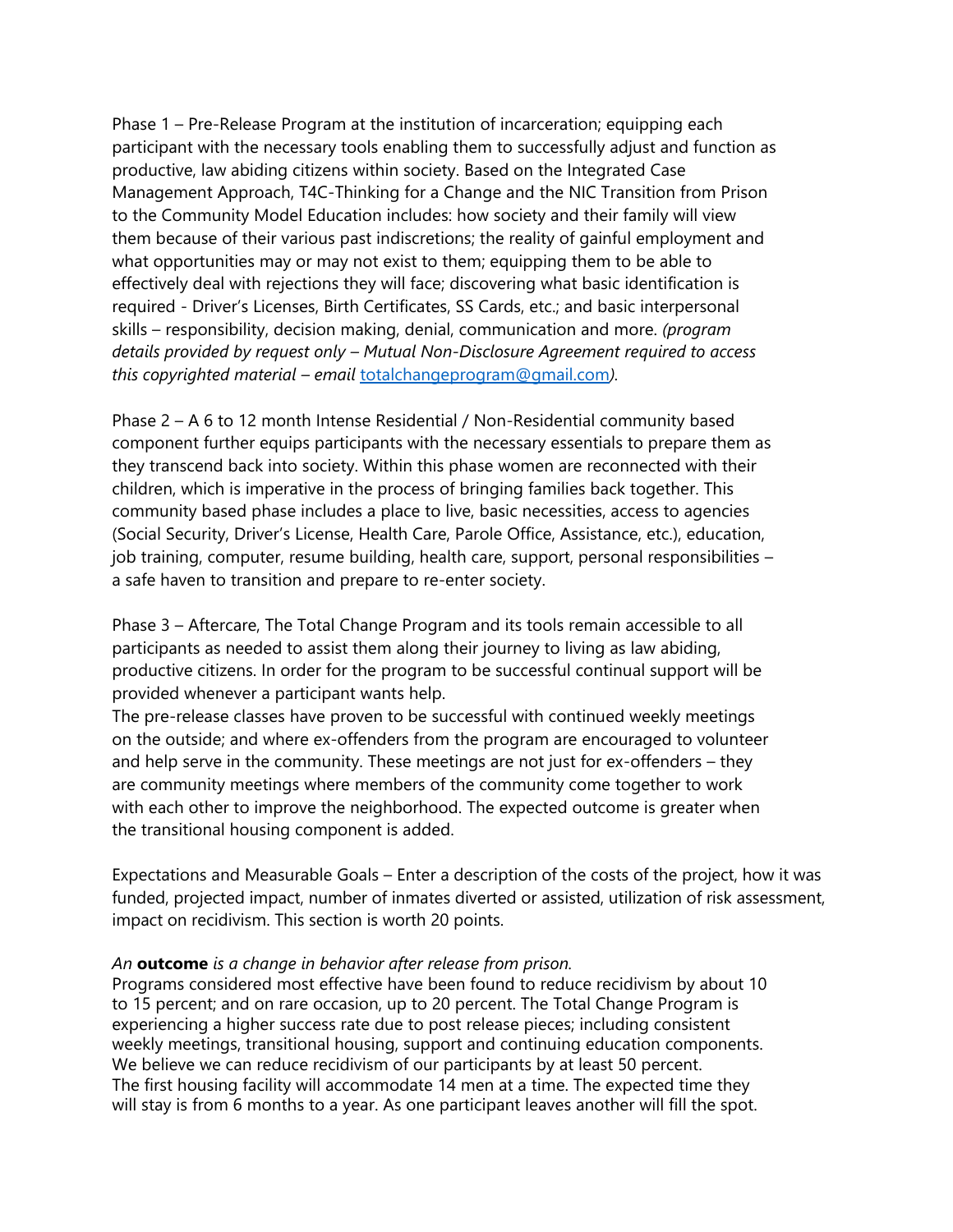Phase 1 – Pre-Release Program at the institution of incarceration; equipping each participant with the necessary tools enabling them to successfully adjust and function as productive, law abiding citizens within society. Based on the Integrated Case Management Approach, T4C-Thinking for a Change and the NIC Transition from Prison to the Community Model Education includes: how society and their family will view them because of their various past indiscretions; the reality of gainful employment and what opportunities may or may not exist to them; equipping them to be able to effectively deal with rejections they will face; discovering what basic identification is required - Driver's Licenses, Birth Certificates, SS Cards, etc.; and basic interpersonal skills – responsibility, decision making, denial, communication and more. *(program details provided by request only – Mutual Non-Disclosure Agreement required to access this copyrighted material – email totalchangeprogram@gmail.com).*

Phase 2 – A 6 to 12 month Intense Residential / Non-Residential community based component further equips participants with the necessary essentials to prepare them as they transcend back into society. Within this phase women are reconnected with their children, which is imperative in the process of bringing families back together. This community based phase includes a place to live, basic necessities, access to agencies (Social Security, Driver's License, Health Care, Parole Office, Assistance, etc.), education, job training, computer, resume building, health care, support, personal responsibilities – a safe haven to transition and prepare to re-enter society.

Phase 3 – Aftercare, The Total Change Program and its tools remain accessible to all participants as needed to assist them along their journey to living as law abiding, productive citizens. In order for the program to be successful continual support will be provided whenever a participant wants help.
The pre-release classes have proven to be successful with continued weekly meetings on the outside; and where ex-offenders from the program are encouraged to volunteer and help serve in the community. These meetings are not just for ex-offenders – they are community meetings where members of the community come together to work with each other to improve the neighborhood. The expected outcome is greater when the transitional housing component is added.

Expectations and Measurable Goals – Enter a description of the costs of the project, how it was funded, projected impact, number of inmates diverted or assisted, utilization of risk assessment, impact on recidivism. This section is worth 20 points.

*An* ***outcome*** *is a change in behavior after release from prison.*
Programs considered most effective have been found to reduce recidivism by about 10 to 15 percent; and on rare occasion, up to 20 percent. The Total Change Program is experiencing a higher success rate due to post release pieces; including consistent weekly meetings, transitional housing, support and continuing education components. We believe we can reduce recidivism of our participants by at least 50 percent.
The first housing facility will accommodate 14 men at a time. The expected time they will stay is from 6 months to a year. As one participant leaves another will fill the spot.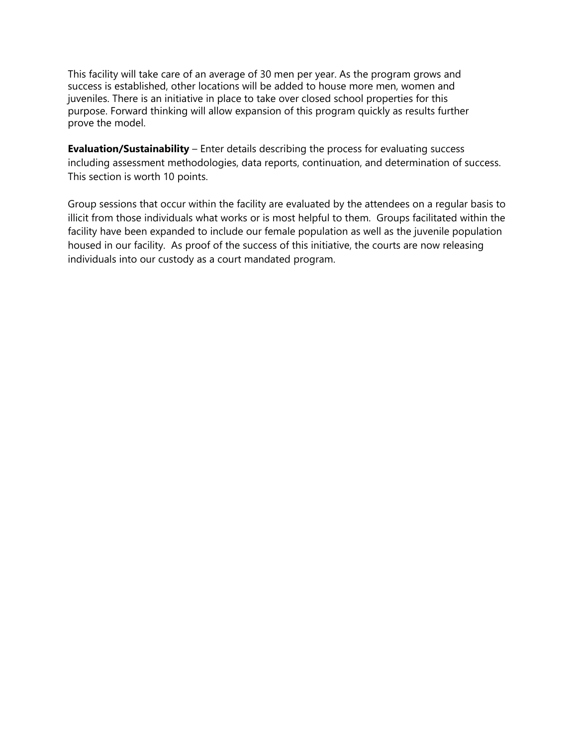This facility will take care of an average of 30 men per year. As the program grows and success is established, other locations will be added to house more men, women and juveniles. There is an initiative in place to take over closed school properties for this purpose. Forward thinking will allow expansion of this program quickly as results further prove the model.

**Evaluation/Sustainability** – Enter details describing the process for evaluating success including assessment methodologies, data reports, continuation, and determination of success. This section is worth 10 points.

Group sessions that occur within the facility are evaluated by the attendees on a regular basis to illicit from those individuals what works or is most helpful to them. Groups facilitated within the facility have been expanded to include our female population as well as the juvenile population housed in our facility. As proof of the success of this initiative, the courts are now releasing individuals into our custody as a court mandated program.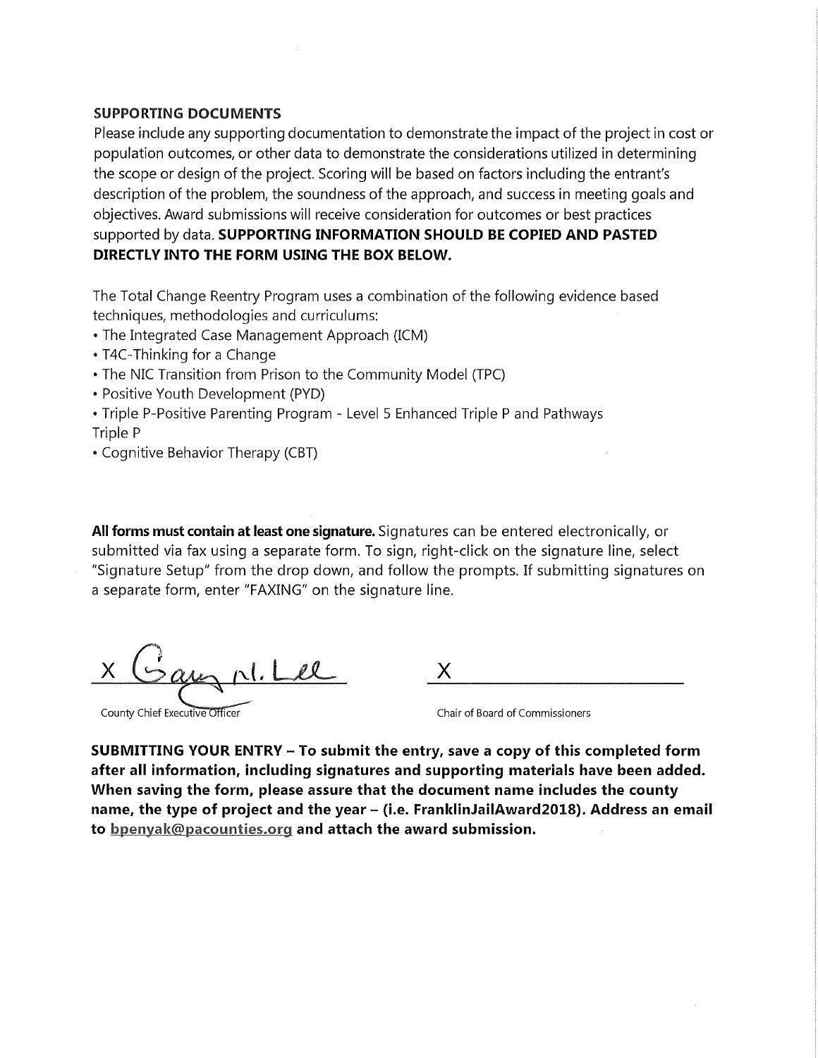## SUPPORTING DOCUMENTS

Please include any supporting documentation to demonstrate the impact of the project in cost or population outcomes, or other data to demonstrate the considerations utilized in determining the scope or design of the project. Scoring will be based on factors including the entrant's description of the problem, the soundness of the approach, and success in meeting goals and objectives. Award submissions will receive consideration for outcomes or best practices supported by data. **SUPPORTING INFORMATION SHOULD BE COPIED AND PASTED DIRECTLY INTO THE FORM USING THE BOX BELOW.**

The Total Change Reentry Program uses a combination of the following evidence based techniques, methodologies and curriculums:

- The Integrated Case Management Approach (ICM)
- T4C-Thinking for a Change
- The NIC Transition from Prison to the Community Model (TPC)
- Positive Youth Development (PYD)
- Triple P-Positive Parenting Program - Level 5 Enhanced Triple P and Pathways Triple P
- Cognitive Behavior Therapy (CBT)

**All forms must contain at least one signature.** Signatures can be entered electronically, or submitted via fax using a separate form. To sign, right-click on the signature line, select "Signature Setup" from the drop down, and follow the prompts. If submitting signatures on a separate form, enter "FAXING" on the signature line.

X Gary M. Lee
County Chief Executive Officer

X
Chair of Board of Commissioners

**SUBMITTING YOUR ENTRY – To submit the entry, save a copy of this completed form after all information, including signatures and supporting materials have been added. When saving the form, please assure that the document name includes the county name, the type of project and the year – (i.e. FranklinJailAward2018). Address an email to bpenyak@pacounties.org and attach the award submission.**